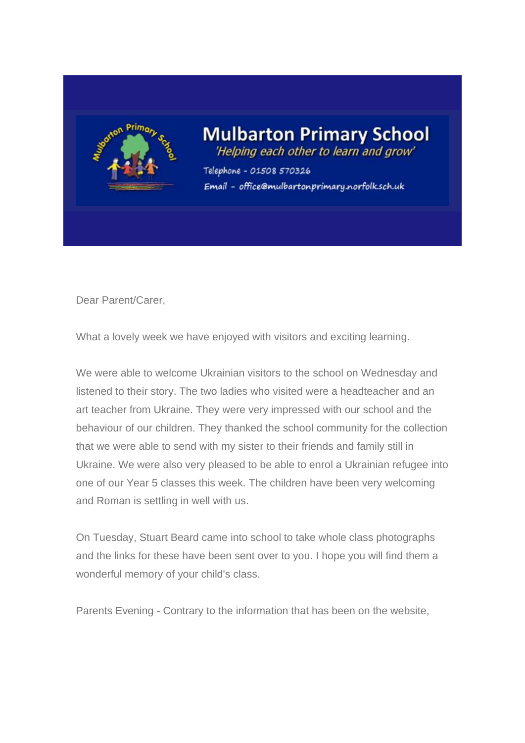# Mulbarton Primary School

*'Helping each other to learn and grow'*

Telephone - 01508 570326

Email - office@mulbartonprimary.norfolk.sch.uk

Dear Parent/Carer,

What a lovely week we have enjoyed with visitors and exciting learning.

We were able to welcome Ukrainian visitors to the school on Wednesday and listened to their story. The two ladies who visited were a headteacher and an art teacher from Ukraine. They were very impressed with our school and the behaviour of our children. They thanked the school community for the collection that we were able to send with my sister to their friends and family still in Ukraine. We were also very pleased to be able to enrol a Ukrainian refugee into one of our Year 5 classes this week. The children have been very welcoming and Roman is settling in well with us.

On Tuesday, Stuart Beard came into school to take whole class photographs and the links for these have been sent over to you. I hope you will find them a wonderful memory of your child's class.

Parents Evening - Contrary to the information that has been on the website,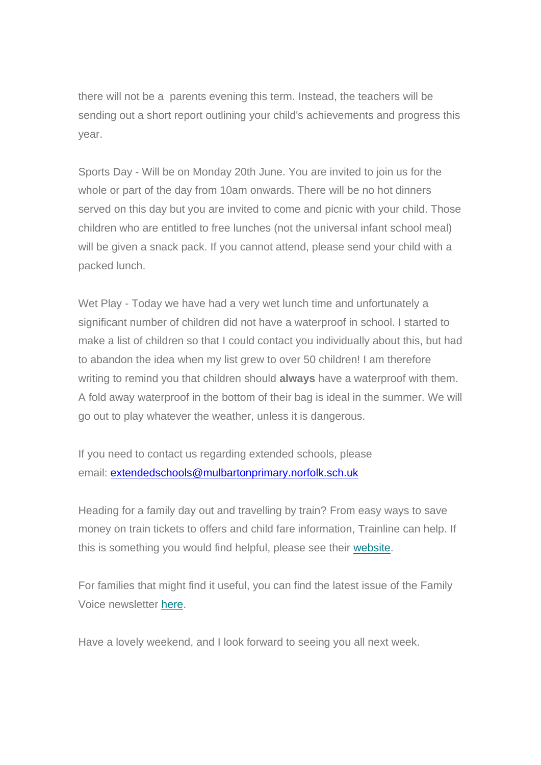there will not be a parents evening this term. Instead, the teachers will be sending out a short report outlining your child's achievements and progress this year.

Sports Day - Will be on Monday 20th June. You are invited to join us for the whole or part of the day from 10am onwards. There will be no hot dinners served on this day but you are invited to come and picnic with your child. Those children who are entitled to free lunches (not the universal infant school meal) will be given a snack pack. If you cannot attend, please send your child with a packed lunch.

Wet Play - Today we have had a very wet lunch time and unfortunately a significant number of children did not have a waterproof in school. I started to make a list of children so that I could contact you individually about this, but had to abandon the idea when my list grew to over 50 children! I am therefore writing to remind you that children should **always** have a waterproof with them. A fold away waterproof in the bottom of their bag is ideal in the summer. We will go out to play whatever the weather, unless it is dangerous.

If you need to contact us regarding extended schools, please email: extendedschools@mulbartonprimary.norfolk.sch.uk

Heading for a family day out and travelling by train? From easy ways to save money on train tickets to offers and child fare information, Trainline can help. If this is something you would find helpful, please see their website.

For families that might find it useful, you can find the latest issue of the Family Voice newsletter here.

Have a lovely weekend, and I look forward to seeing you all next week.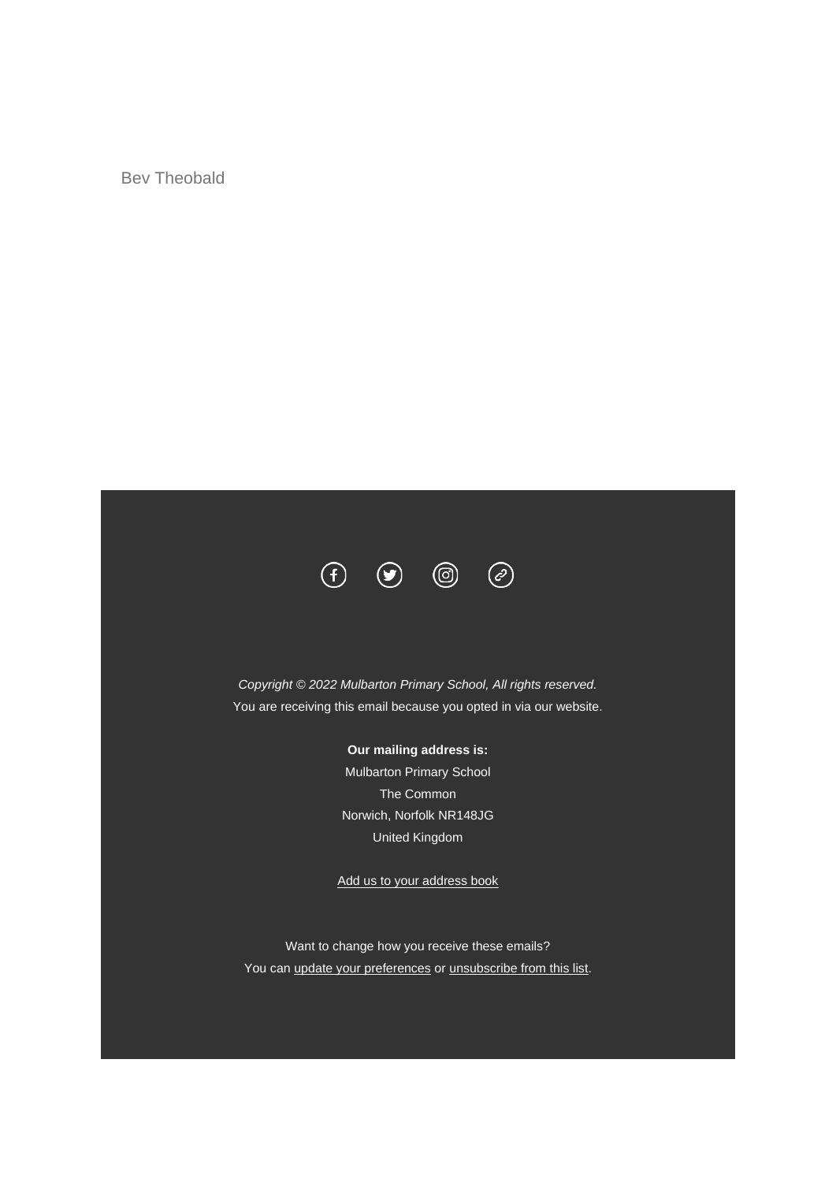Bev Theobald

*Copyright © 2022 Mulbarton Primary School, All rights reserved.*
You are receiving this email because you opted in via our website.

**Our mailing address is:**
Mulbarton Primary School
The Common
Norwich, Norfolk NR148JG
United Kingdom

Add us to your address book

Want to change how you receive these emails?
You can update your preferences or unsubscribe from this list.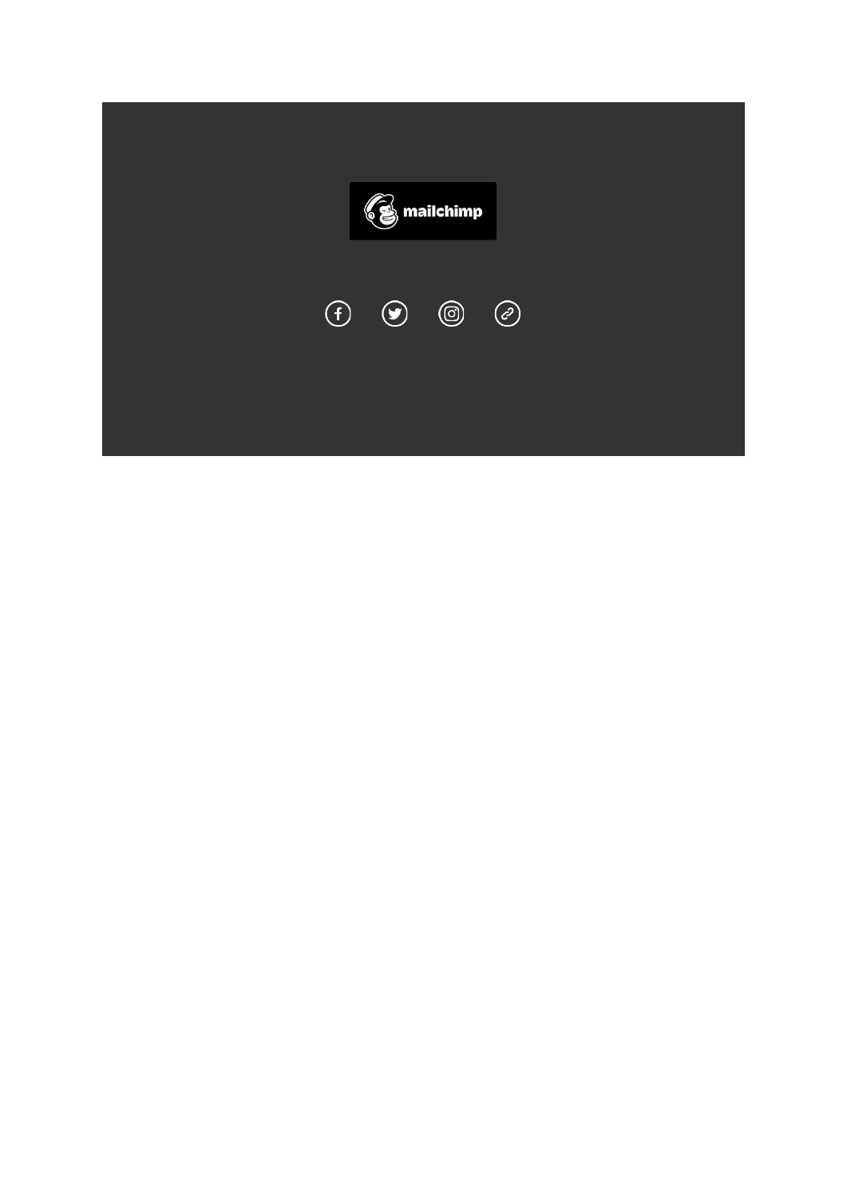mailchimp